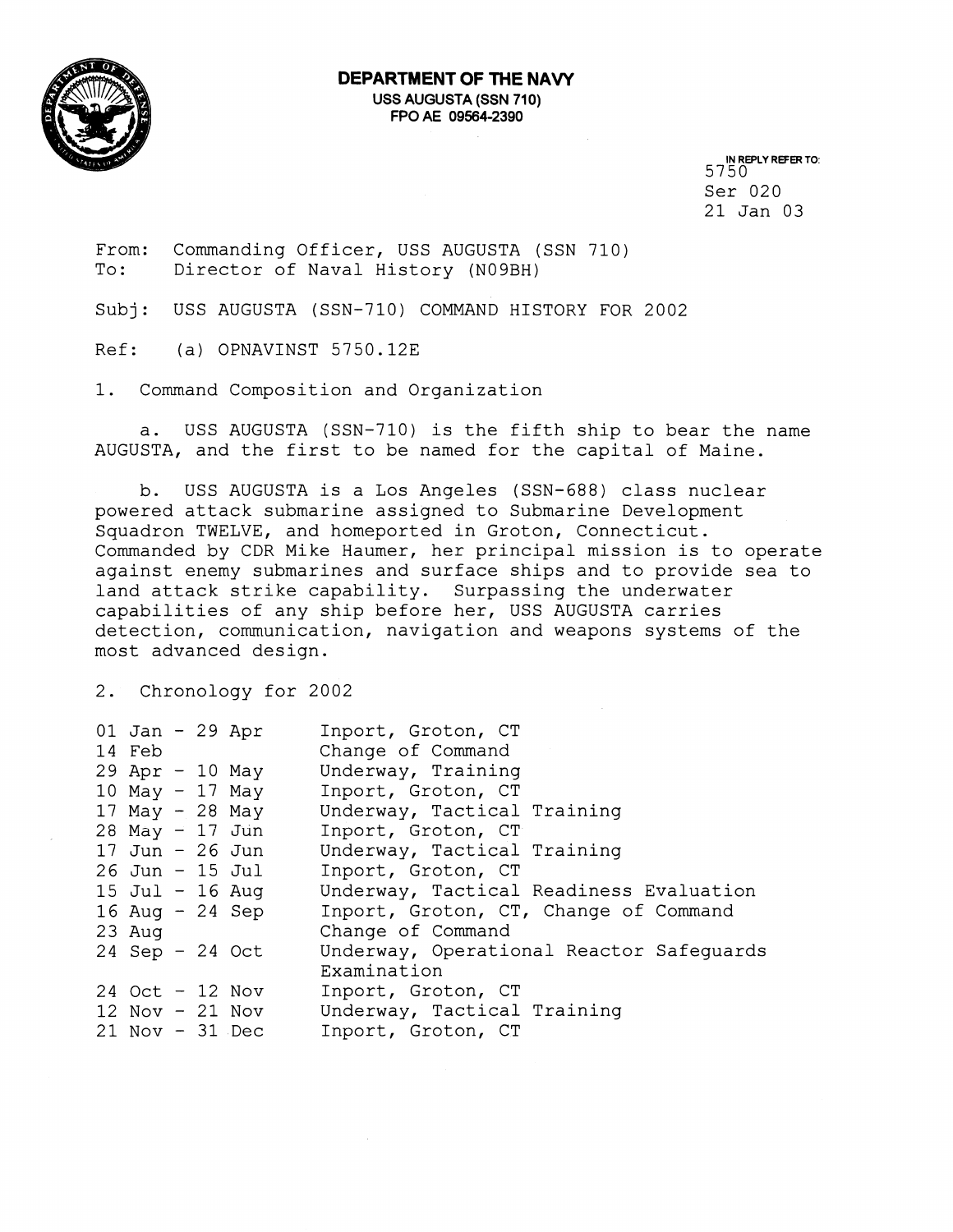**DEPARTMENT OF THE NAVY**
**USS AUGUSTA (SSN 710)**
**FPO AE 09564-2390**

IN REPLY REFER TO:
5750
Ser 020
21 Jan 03

From: Commanding Officer, USS AUGUSTA (SSN 710)
To: Director of Naval History (N09BH)

Subj: USS AUGUSTA (SSN-710) COMMAND HISTORY FOR 2002

Ref: (a) OPNAVINST 5750.12E

1. Command Composition and Organization

a. USS AUGUSTA (SSN-710) is the fifth ship to bear the name AUGUSTA, and the first to be named for the capital of Maine.

b. USS AUGUSTA is a Los Angeles (SSN-688) class nuclear powered attack submarine assigned to Submarine Development Squadron TWELVE, and homeported in Groton, Connecticut. Commanded by CDR Mike Haumer, her principal mission is to operate against enemy submarines and surface ships and to provide sea to land attack strike capability. Surpassing the underwater capabilities of any ship before her, USS AUGUSTA carries detection, communication, navigation and weapons systems of the most advanced design.

2. Chronology for 2002

| | |
|---|---|
| 01 Jan - 29 Apr | Inport, Groton, CT |
| 14 Feb | Change of Command |
| 29 Apr - 10 May | Underway, Training |
| 10 May - 17 May | Inport, Groton, CT |
| 17 May - 28 May | Underway, Tactical Training |
| 28 May - 17 Jun | Inport, Groton, CT |
| 17 Jun - 26 Jun | Underway, Tactical Training |
| 26 Jun - 15 Jul | Inport, Groton, CT |
| 15 Jul - 16 Aug | Underway, Tactical Readiness Evaluation |
| 16 Aug - 24 Sep | Inport, Groton, CT, Change of Command |
| 23 Aug | Change of Command |
| 24 Sep - 24 Oct | Underway, Operational Reactor Safeguards Examination |
| 24 Oct - 12 Nov | Inport, Groton, CT |
| 12 Nov - 21 Nov | Underway, Tactical Training |
| 21 Nov - 31 Dec | Inport, Groton, CT |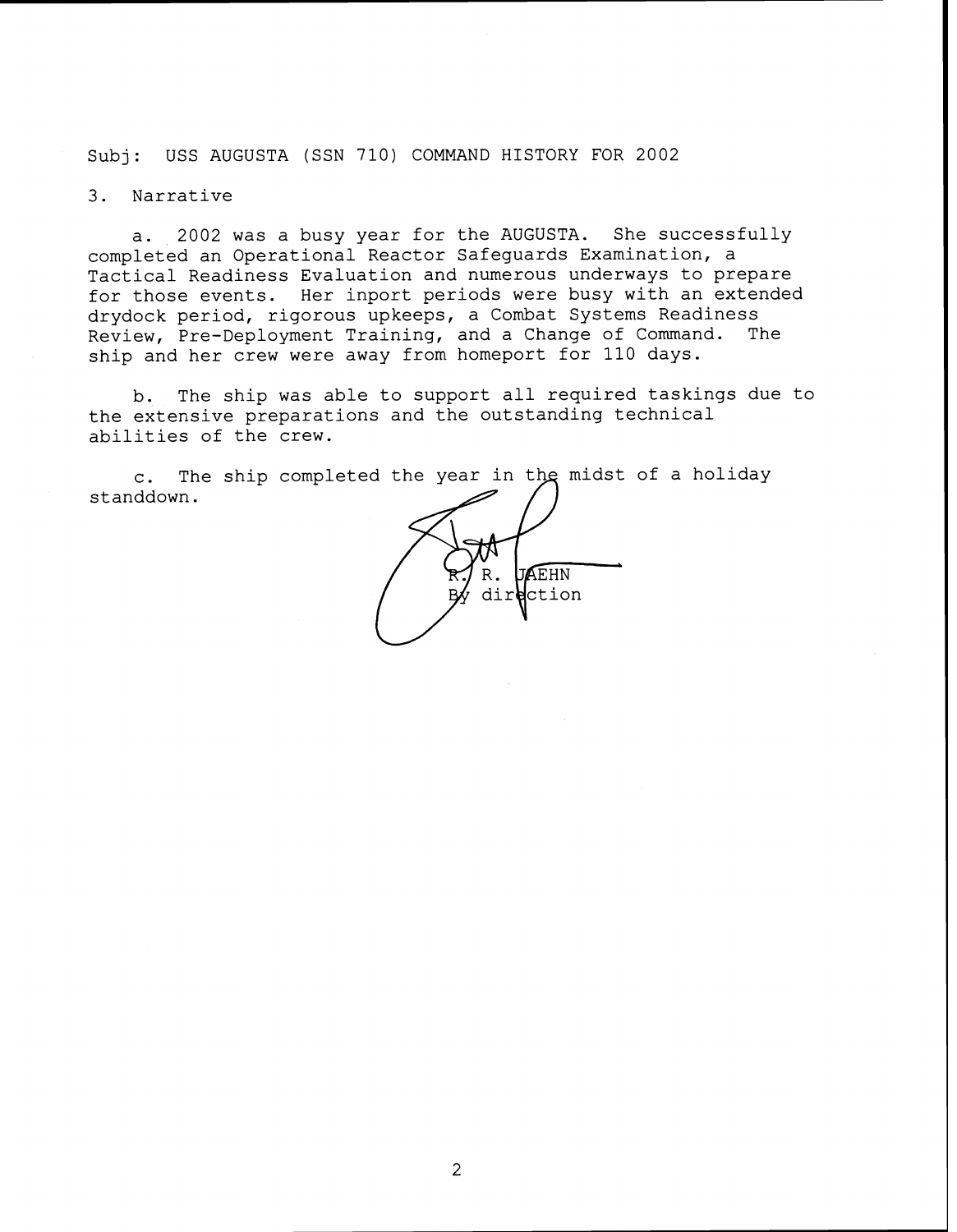Subj: USS AUGUSTA (SSN 710) COMMAND HISTORY FOR 2002

3. Narrative

a. 2002 was a busy year for the AUGUSTA. She successfully completed an Operational Reactor Safeguards Examination, a Tactical Readiness Evaluation and numerous underways to prepare for those events. Her inport periods were busy with an extended drydock period, rigorous upkeeps, a Combat Systems Readiness Review, Pre-Deployment Training, and a Change of Command. The ship and her crew were away from homeport for 110 days.

b. The ship was able to support all required taskings due to the extensive preparations and the outstanding technical abilities of the crew.

c. The ship completed the year in the midst of a holiday standdown.

R. R. JAEHN
By direction